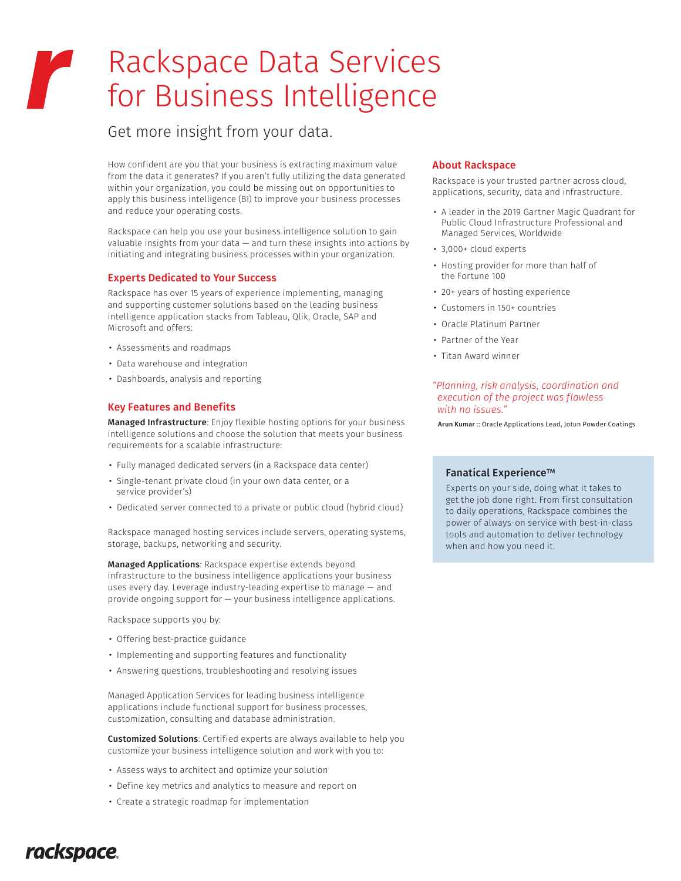# Rackspace Data Services for Business Intelligence

## Get more insight from your data.

How confident are you that your business is extracting maximum value from the data it generates? If you aren't fully utilizing the data generated within your organization, you could be missing out on opportunities to apply this business intelligence (BI) to improve your business processes and reduce your operating costs.

Rackspace can help you use your business intelligence solution to gain valuable insights from your data — and turn these insights into actions by initiating and integrating business processes within your organization.

### Experts Dedicated to Your Success

Rackspace has over 15 years of experience implementing, managing and supporting customer solutions based on the leading business intelligence application stacks from Tableau, Qlik, Oracle, SAP and Microsoft and offers:

- Assessments and roadmaps
- Data warehouse and integration
- Dashboards, analysis and reporting

### Key Features and Benefits

**Managed Infrastructure**: Enjoy flexible hosting options for your business intelligence solutions and choose the solution that meets your business requirements for a scalable infrastructure:

- Fully managed dedicated servers (in a Rackspace data center)
- Single-tenant private cloud (in your own data center, or a service provider's)
- Dedicated server connected to a private or public cloud (hybrid cloud)

Rackspace managed hosting services include servers, operating systems, storage, backups, networking and security.

**Managed Applications**: Rackspace expertise extends beyond infrastructure to the business intelligence applications your business uses every day. Leverage industry-leading expertise to manage — and provide ongoing support for — your business intelligence applications.

Rackspace supports you by:

- Offering best-practice guidance
- Implementing and supporting features and functionality
- Answering questions, troubleshooting and resolving issues

Managed Application Services for leading business intelligence applications include functional support for business processes, customization, consulting and database administration.

**Customized Solutions**: Certified experts are always available to help you customize your business intelligence solution and work with you to:

- Assess ways to architect and optimize your solution
- Define key metrics and analytics to measure and report on
- Create a strategic roadmap for implementation

### About Rackspace

Rackspace is your trusted partner across cloud, applications, security, data and infrastructure.

- A leader in the 2019 Gartner Magic Quadrant for Public Cloud Infrastructure Professional and Managed Services, Worldwide
- 3,000+ cloud experts
- Hosting provider for more than half of the Fortune 100
- 20+ years of hosting experience
- Customers in 150+ countries
- Oracle Platinum Partner
- Partner of the Year
- Titan Award winner

*"Planning, risk analysis, coordination and execution of the project was flawless with no issues."*

**Arun Kumar** :: Oracle Applications Lead, Jotun Powder Coatings

### Fanatical Experience™

Experts on your side, doing what it takes to get the job done right. From first consultation to daily operations, Rackspace combines the power of always-on service with best-in-class tools and automation to deliver technology when and how you need it.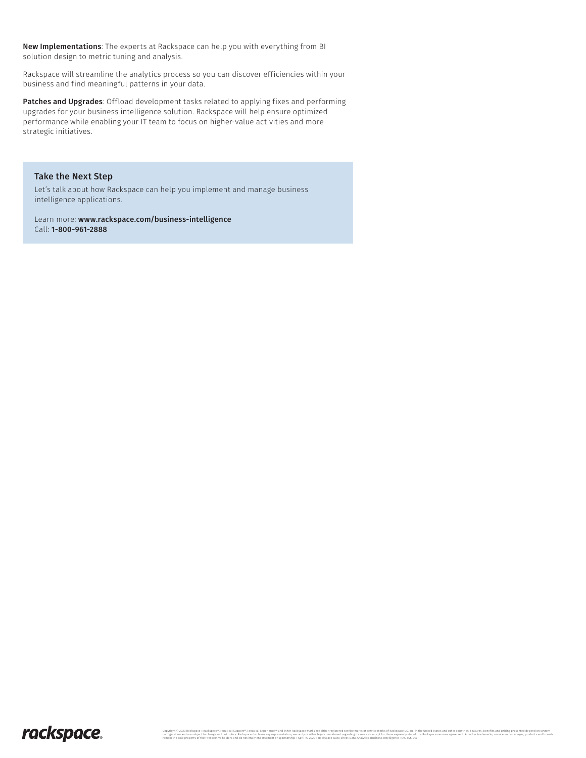**New Implementations**: The experts at Rackspace can help you with everything from BI solution design to metric tuning and analysis.

Rackspace will streamline the analytics process so you can discover efficiencies within your business and find meaningful patterns in your data.

**Patches and Upgrades**: Offload development tasks related to applying fixes and performing upgrades for your business intelligence solution. Rackspace will help ensure optimized performance while enabling your IT team to focus on higher-value activities and more strategic initiatives.

## Take the Next Step

Let's talk about how Rackspace can help you implement and manage business intelligence applications.

Learn more: **www.rackspace.com/business-intelligence**
Call: **1-800-961-2888**

Copyright © 2020 Rackspace :: Rackspace®, Fanatical Support®, Fanatical Experience™ and other Rackspace marks are either registered service marks or service marks of Rackspace US, Inc. in the United States and other countries. Features, benefits and pricing presented depend on system configuration and are subject to change without notice. Rackspace disclaims any representation, warranty or other legal commitment regarding its services except for those expressly stated in a Rackspace services agreement. All other trademarks, service marks, images, products and brands remain the sole property of their respective holders and do not imply endorsement or sponsorship. :: April 15, 2020 :: Rackspace-Data-Sheet-Data-Analytics-Business-Intelligence-RAS-TSK-942